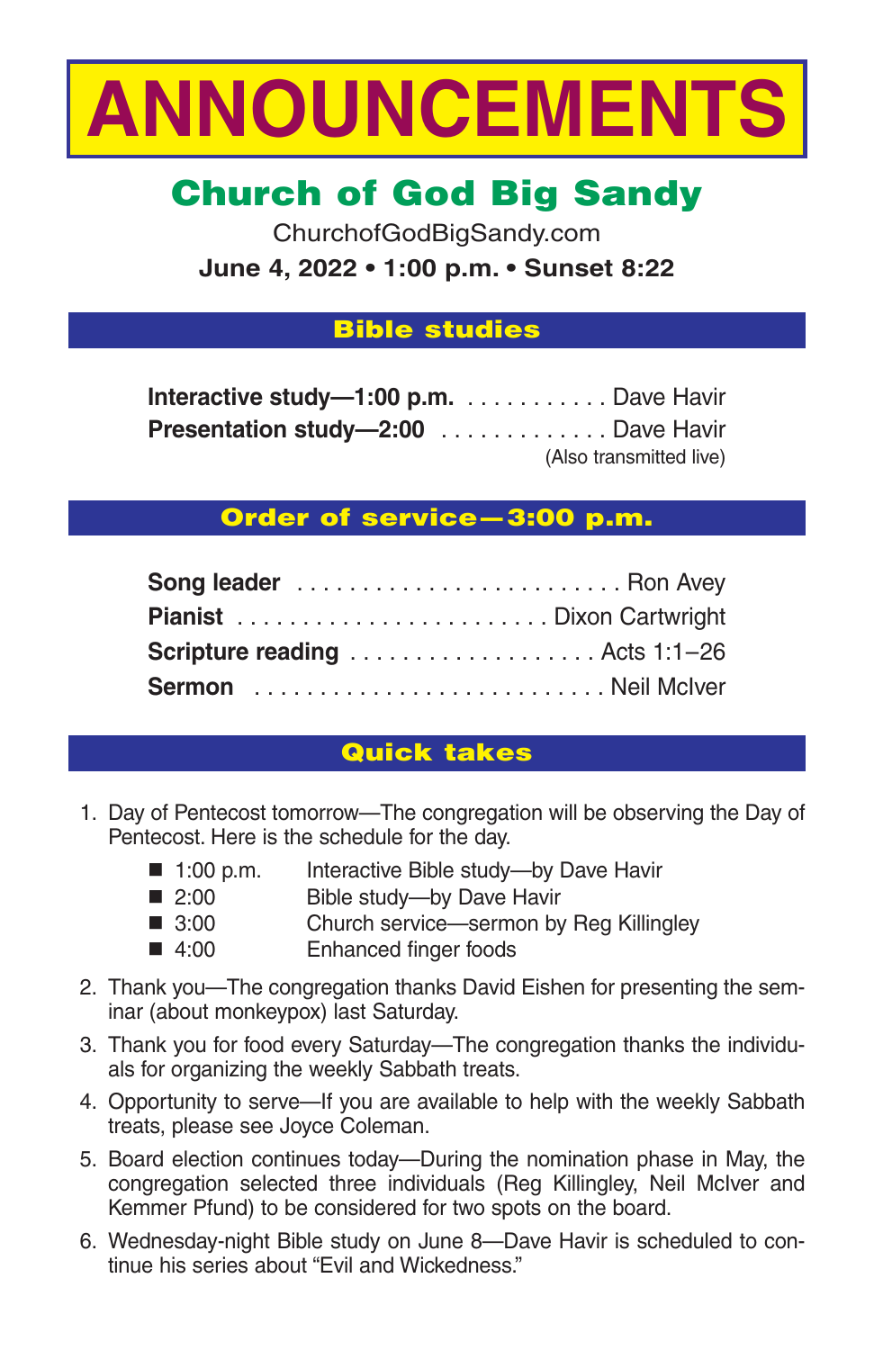# ANNOUNCEMENTS

## Church of God Big Sandy

ChurchofGodBigSandy.com

**June 4, 2022 • 1:00 p.m. • Sunset 8:22**

### Bible studies

**Interactive study—1:00 p.m.** . . . . . . . . . . . Dave Havir

**Presentation study—2:00** . . . . . . . . . . . . . Dave Havir

(Also transmitted live)

### Order of service—3:00 p.m.

**Song leader** . . . . . . . . . . . . . . . . . . . . . . . . Ron Avey

**Pianist** . . . . . . . . . . . . . . . . . . . . . . . . Dixon Cartwright

**Scripture reading** . . . . . . . . . . . . . . . . . . . Acts 1:1–26

**Sermon** . . . . . . . . . . . . . . . . . . . . . . . . . . Neil McIver

### Quick takes

1. Day of Pentecost tomorrow—The congregation will be observing the Day of Pentecost. Here is the schedule for the day.
   - 1:00 p.m. Interactive Bible study—by Dave Havir
   - 2:00 Bible study—by Dave Havir
   - 3:00 Church service—sermon by Reg Killingley
   - 4:00 Enhanced finger foods
2. Thank you—The congregation thanks David Eishen for presenting the seminar (about monkeypox) last Saturday.
3. Thank you for food every Saturday—The congregation thanks the individuals for organizing the weekly Sabbath treats.
4. Opportunity to serve—If you are available to help with the weekly Sabbath treats, please see Joyce Coleman.
5. Board election continues today—During the nomination phase in May, the congregation selected three individuals (Reg Killingley, Neil McIver and Kemmer Pfund) to be considered for two spots on the board.
6. Wednesday-night Bible study on June 8—Dave Havir is scheduled to continue his series about "Evil and Wickedness."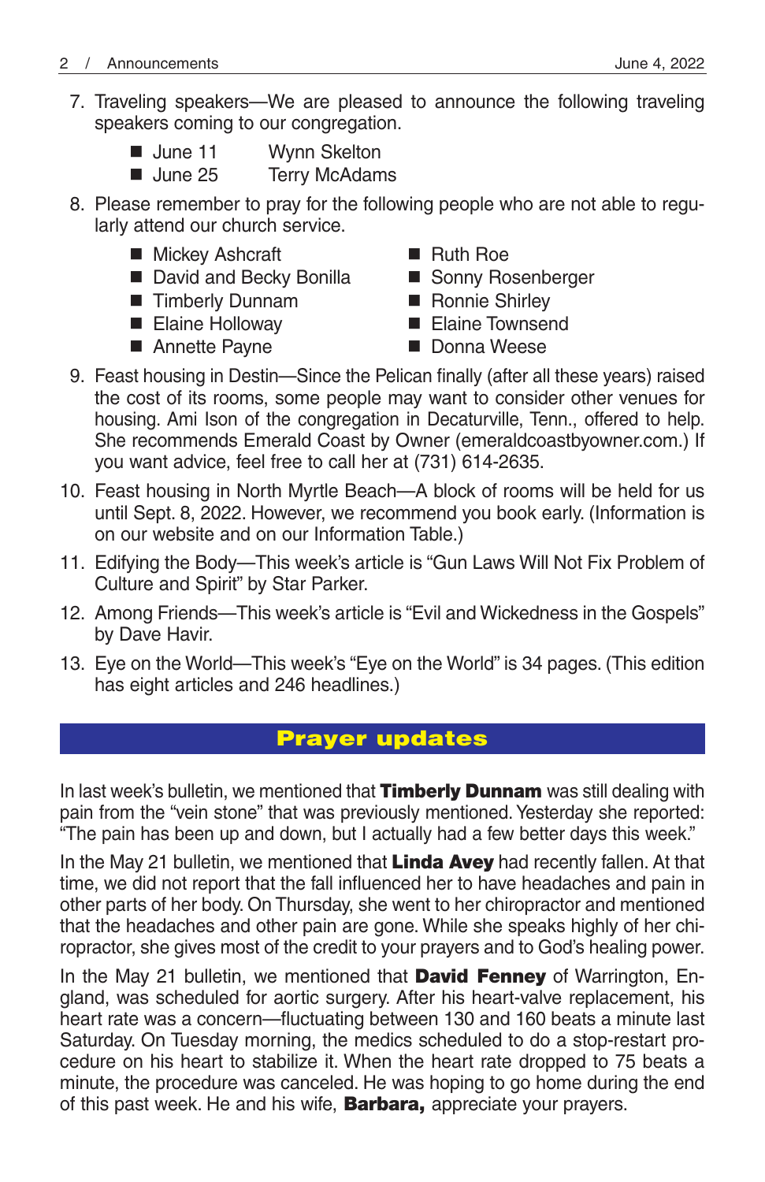7. Traveling speakers—We are pleased to announce the following traveling speakers coming to our congregation.
   - June 11 Wynn Skelton
   - June 25 Terry McAdams
8. Please remember to pray for the following people who are not able to regularly attend our church service.
   - Mickey Ashcraft
   - David and Becky Bonilla
   - Timberly Dunnam
   - Elaine Holloway
   - Annette Payne
   - Ruth Roe
   - Sonny Rosenberger
   - Ronnie Shirley
   - Elaine Townsend
   - Donna Weese
9. Feast housing in Destin—Since the Pelican finally (after all these years) raised the cost of its rooms, some people may want to consider other venues for housing. Ami Ison of the congregation in Decaturville, Tenn., offered to help. She recommends Emerald Coast by Owner (emeraldcoastbyowner.com.) If you want advice, feel free to call her at (731) 614-2635.
10. Feast housing in North Myrtle Beach—A block of rooms will be held for us until Sept. 8, 2022. However, we recommend you book early. (Information is on our website and on our Information Table.)
11. Edifying the Body—This week's article is "Gun Laws Will Not Fix Problem of Culture and Spirit" by Star Parker.
12. Among Friends—This week's article is "Evil and Wickedness in the Gospels" by Dave Havir.
13. Eye on the World—This week's "Eye on the World" is 34 pages. (This edition has eight articles and 246 headlines.)

## Prayer updates

In last week's bulletin, we mentioned that **Timberly Dunnam** was still dealing with pain from the "vein stone" that was previously mentioned. Yesterday she reported: "The pain has been up and down, but I actually had a few better days this week."

In the May 21 bulletin, we mentioned that **Linda Avey** had recently fallen. At that time, we did not report that the fall influenced her to have headaches and pain in other parts of her body. On Thursday, she went to her chiropractor and mentioned that the headaches and other pain are gone. While she speaks highly of her chiropractor, she gives most of the credit to your prayers and to God's healing power.

In the May 21 bulletin, we mentioned that **David Fenney** of Warrington, England, was scheduled for aortic surgery. After his heart-valve replacement, his heart rate was a concern—fluctuating between 130 and 160 beats a minute last Saturday. On Tuesday morning, the medics scheduled to do a stop-restart procedure on his heart to stabilize it. When the heart rate dropped to 75 beats a minute, the procedure was canceled. He was hoping to go home during the end of this past week. He and his wife, **Barbara,** appreciate your prayers.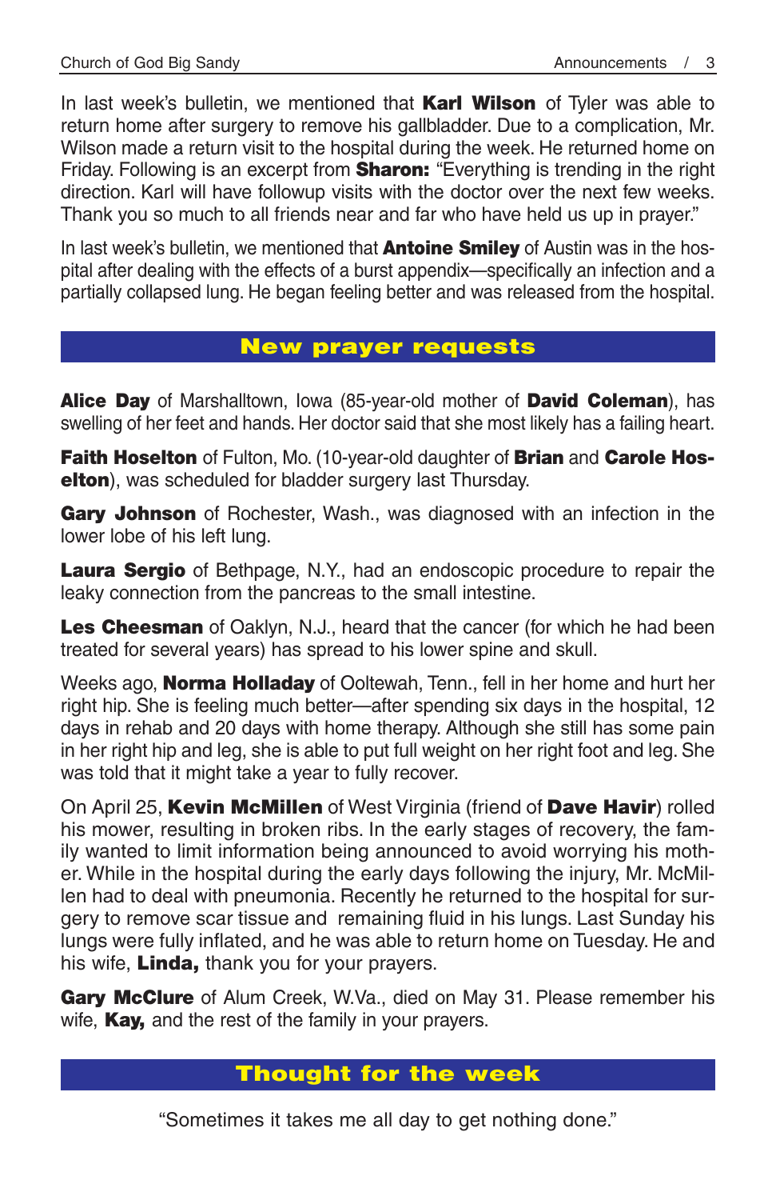In last week's bulletin, we mentioned that **Karl Wilson** of Tyler was able to return home after surgery to remove his gallbladder. Due to a complication, Mr. Wilson made a return visit to the hospital during the week. He returned home on Friday. Following is an excerpt from **Sharon:** "Everything is trending in the right direction. Karl will have followup visits with the doctor over the next few weeks. Thank you so much to all friends near and far who have held us up in prayer."

In last week's bulletin, we mentioned that **Antoine Smiley** of Austin was in the hospital after dealing with the effects of a burst appendix—specifically an infection and a partially collapsed lung. He began feeling better and was released from the hospital.

## New prayer requests

**Alice Day** of Marshalltown, Iowa (85-year-old mother of **David Coleman**), has swelling of her feet and hands. Her doctor said that she most likely has a failing heart.

**Faith Hoselton** of Fulton, Mo. (10-year-old daughter of **Brian** and **Carole Hoselton**), was scheduled for bladder surgery last Thursday.

**Gary Johnson** of Rochester, Wash., was diagnosed with an infection in the lower lobe of his left lung.

**Laura Sergio** of Bethpage, N.Y., had an endoscopic procedure to repair the leaky connection from the pancreas to the small intestine.

**Les Cheesman** of Oaklyn, N.J., heard that the cancer (for which he had been treated for several years) has spread to his lower spine and skull.

Weeks ago, **Norma Holladay** of Ooltewah, Tenn., fell in her home and hurt her right hip. She is feeling much better—after spending six days in the hospital, 12 days in rehab and 20 days with home therapy. Although she still has some pain in her right hip and leg, she is able to put full weight on her right foot and leg. She was told that it might take a year to fully recover.

On April 25, **Kevin McMillen** of West Virginia (friend of **Dave Havir**) rolled his mower, resulting in broken ribs. In the early stages of recovery, the family wanted to limit information being announced to avoid worrying his mother. While in the hospital during the early days following the injury, Mr. McMillen had to deal with pneumonia. Recently he returned to the hospital for surgery to remove scar tissue and remaining fluid in his lungs. Last Sunday his lungs were fully inflated, and he was able to return home on Tuesday. He and his wife, **Linda,** thank you for your prayers.

**Gary McClure** of Alum Creek, W.Va., died on May 31. Please remember his wife, **Kay,** and the rest of the family in your prayers.

## Thought for the week

"Sometimes it takes me all day to get nothing done."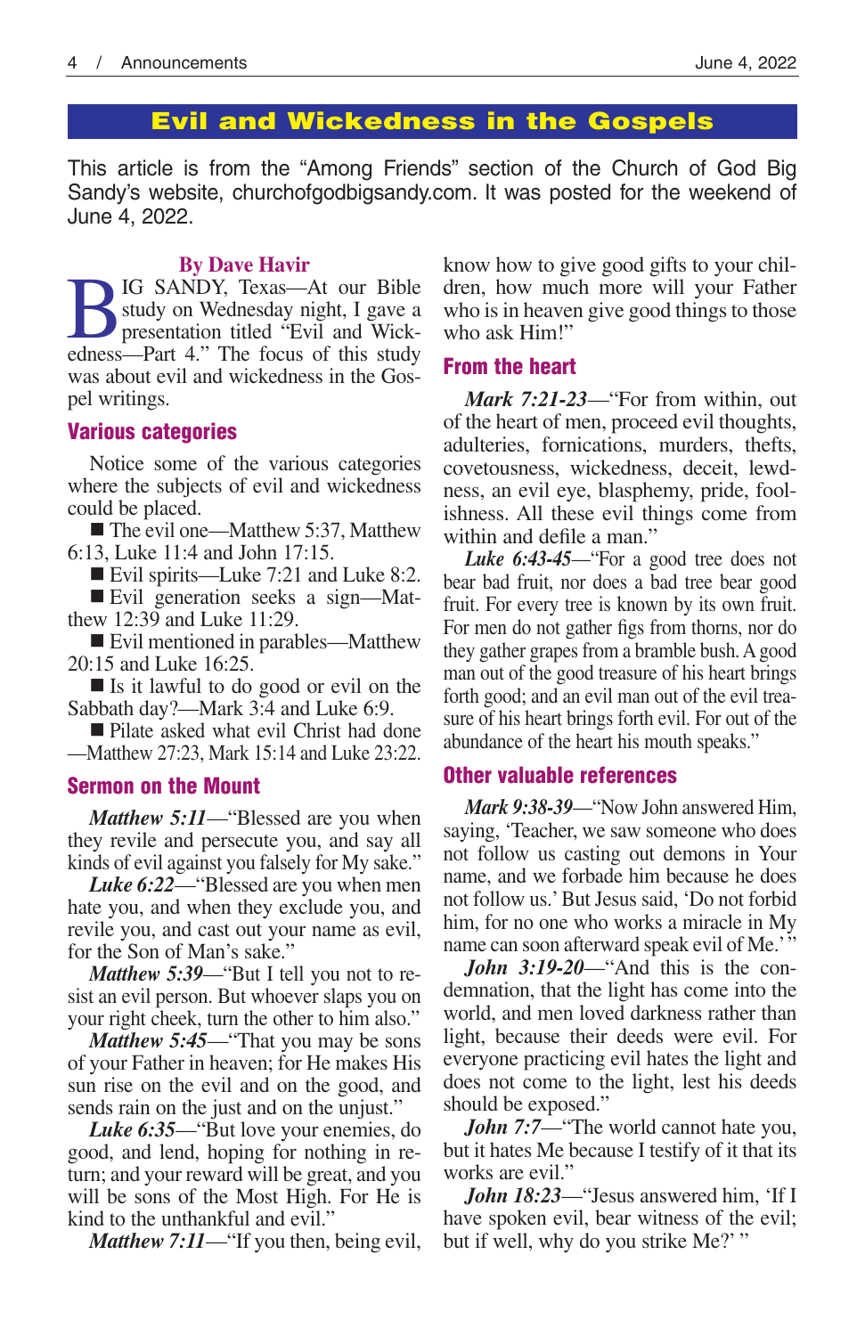## Evil and Wickedness in the Gospels

This article is from the "Among Friends" section of the Church of God Big Sandy's website, churchofgodbigsandy.com. It was posted for the weekend of June 4, 2022.

**By Dave Havir**

BIG SANDY, Texas—At our Bible study on Wednesday night, I gave a presentation titled "Evil and Wickedness—Part 4." The focus of this study was about evil and wickedness in the Gospel writings.

### Various categories

Notice some of the various categories where the subjects of evil and wickedness could be placed.

- The evil one—Matthew 5:37, Matthew 6:13, Luke 11:4 and John 17:15.
- Evil spirits—Luke 7:21 and Luke 8:2.
- Evil generation seeks a sign—Matthew 12:39 and Luke 11:29.
- Evil mentioned in parables—Matthew 20:15 and Luke 16:25.
- Is it lawful to do good or evil on the Sabbath day?—Mark 3:4 and Luke 6:9.
- Pilate asked what evil Christ had done—Matthew 27:23, Mark 15:14 and Luke 23:22.

### Sermon on the Mount

***Matthew 5:11***—"Blessed are you when they revile and persecute you, and say all kinds of evil against you falsely for My sake."

***Luke 6:22***—"Blessed are you when men hate you, and when they exclude you, and revile you, and cast out your name as evil, for the Son of Man's sake."

***Matthew 5:39***—"But I tell you not to resist an evil person. But whoever slaps you on your right cheek, turn the other to him also."

***Matthew 5:45***—"That you may be sons of your Father in heaven; for He makes His sun rise on the evil and on the good, and sends rain on the just and on the unjust."

***Luke 6:35***—"But love your enemies, do good, and lend, hoping for nothing in return; and your reward will be great, and you will be sons of the Most High. For He is kind to the unthankful and evil."

***Matthew 7:11***—"If you then, being evil, know how to give good gifts to your children, how much more will your Father who is in heaven give good things to those who ask Him!"

### From the heart

***Mark 7:21-23***—"For from within, out of the heart of men, proceed evil thoughts, adulteries, fornications, murders, thefts, covetousness, wickedness, deceit, lewdness, an evil eye, blasphemy, pride, foolishness. All these evil things come from within and defile a man."

***Luke 6:43-45***—"For a good tree does not bear bad fruit, nor does a bad tree bear good fruit. For every tree is known by its own fruit. For men do not gather figs from thorns, nor do they gather grapes from a bramble bush. A good man out of the good treasure of his heart brings forth good; and an evil man out of the evil treasure of his heart brings forth evil. For out of the abundance of the heart his mouth speaks."

### Other valuable references

***Mark 9:38-39***—"Now John answered Him, saying, 'Teacher, we saw someone who does not follow us casting out demons in Your name, and we forbade him because he does not follow us.' But Jesus said, 'Do not forbid him, for no one who works a miracle in My name can soon afterward speak evil of Me.' "

***John 3:19-20***—"And this is the condemnation, that the light has come into the world, and men loved darkness rather than light, because their deeds were evil. For everyone practicing evil hates the light and does not come to the light, lest his deeds should be exposed."

***John 7:7***—"The world cannot hate you, but it hates Me because I testify of it that its works are evil."

***John 18:23***—"Jesus answered him, 'If I have spoken evil, bear witness of the evil; but if well, why do you strike Me?' "